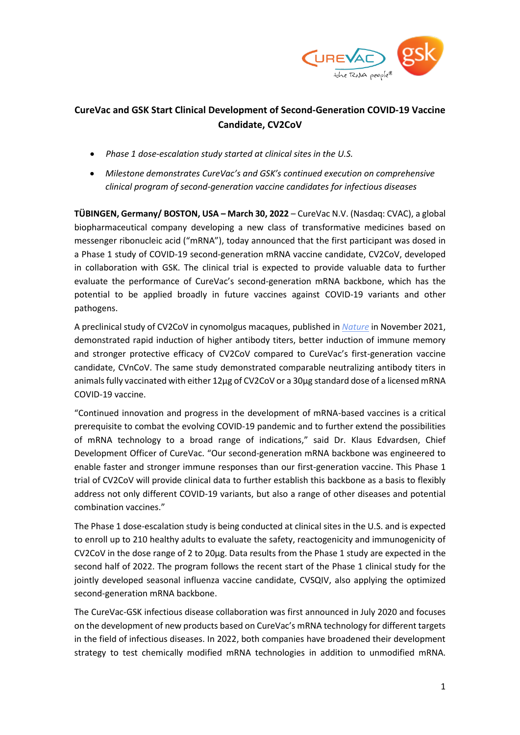# CureVac and GSK Start Clinical Development of Second-Generation COVID-19 Vaccine Candidate, CV2CoV

- *Phase 1 dose-escalation study started at clinical sites in the U.S.*
- *Milestone demonstrates CureVac's and GSK's continued execution on comprehensive clinical program of second-generation vaccine candidates for infectious diseases*

**TÜBINGEN, Germany/ BOSTON, USA – March 30, 2022** – CureVac N.V. (Nasdaq: CVAC), a global biopharmaceutical company developing a new class of transformative medicines based on messenger ribonucleic acid ("mRNA"), today announced that the first participant was dosed in a Phase 1 study of COVID-19 second-generation mRNA vaccine candidate, CV2CoV, developed in collaboration with GSK. The clinical trial is expected to provide valuable data to further evaluate the performance of CureVac's second-generation mRNA backbone, which has the potential to be applied broadly in future vaccines against COVID-19 variants and other pathogens.

A preclinical study of CV2CoV in cynomolgus macaques, published in *Nature* in November 2021, demonstrated rapid induction of higher antibody titers, better induction of immune memory and stronger protective efficacy of CV2CoV compared to CureVac's first-generation vaccine candidate, CVnCoV. The same study demonstrated comparable neutralizing antibody titers in animals fully vaccinated with either 12µg of CV2CoV or a 30µg standard dose of a licensed mRNA COVID-19 vaccine.

"Continued innovation and progress in the development of mRNA-based vaccines is a critical prerequisite to combat the evolving COVID-19 pandemic and to further extend the possibilities of mRNA technology to a broad range of indications," said Dr. Klaus Edvardsen, Chief Development Officer of CureVac. "Our second-generation mRNA backbone was engineered to enable faster and stronger immune responses than our first-generation vaccine. This Phase 1 trial of CV2CoV will provide clinical data to further establish this backbone as a basis to flexibly address not only different COVID-19 variants, but also a range of other diseases and potential combination vaccines."

The Phase 1 dose-escalation study is being conducted at clinical sites in the U.S. and is expected to enroll up to 210 healthy adults to evaluate the safety, reactogenicity and immunogenicity of CV2CoV in the dose range of 2 to 20µg. Data results from the Phase 1 study are expected in the second half of 2022. The program follows the recent start of the Phase 1 clinical study for the jointly developed seasonal influenza vaccine candidate, CVSQIV, also applying the optimized second-generation mRNA backbone.

The CureVac-GSK infectious disease collaboration was first announced in July 2020 and focuses on the development of new products based on CureVac's mRNA technology for different targets in the field of infectious diseases. In 2022, both companies have broadened their development strategy to test chemically modified mRNA technologies in addition to unmodified mRNA.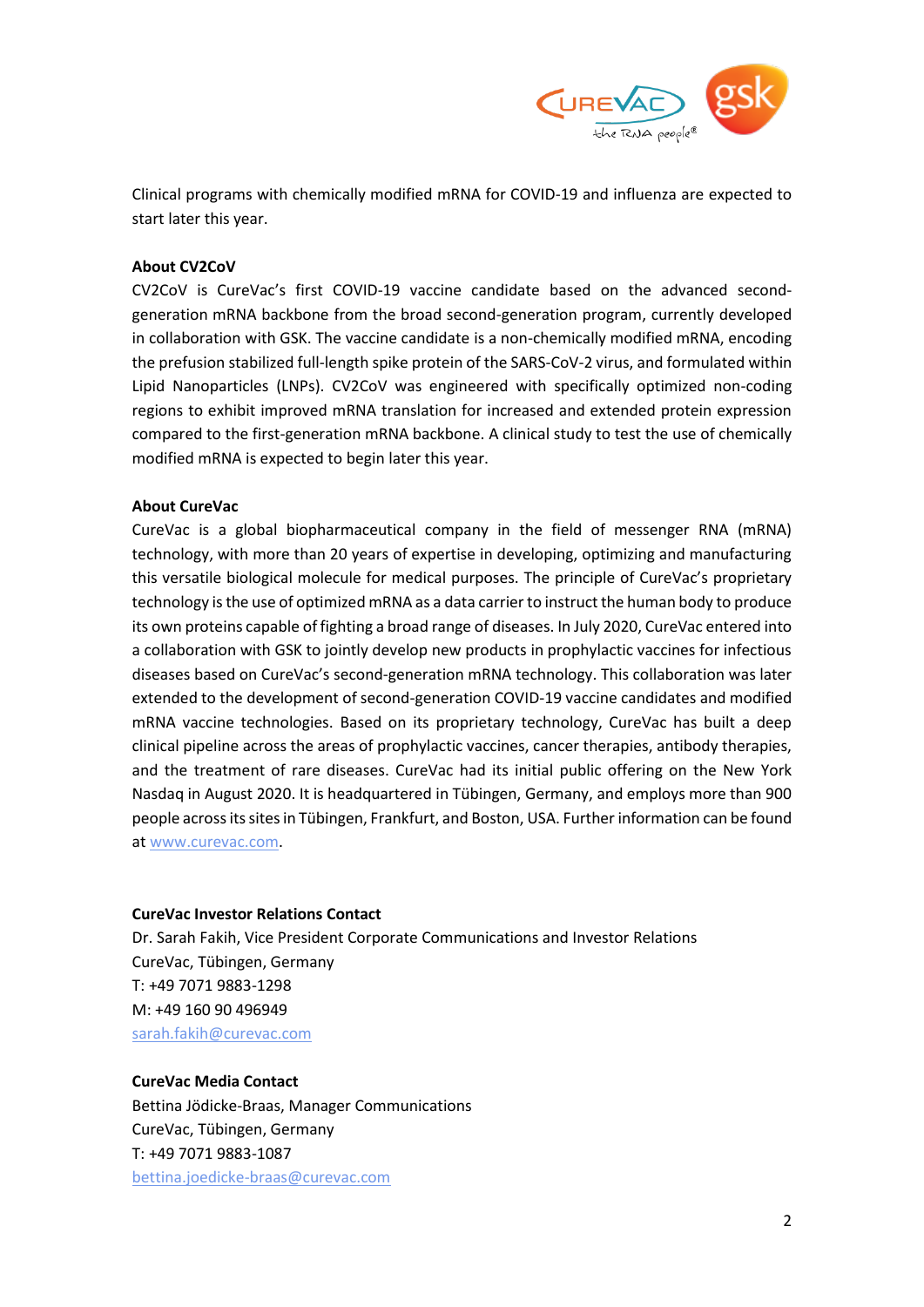Clinical programs with chemically modified mRNA for COVID-19 and influenza are expected to start later this year.

**About CV2CoV**

CV2CoV is CureVac's first COVID-19 vaccine candidate based on the advanced second-generation mRNA backbone from the broad second-generation program, currently developed in collaboration with GSK. The vaccine candidate is a non-chemically modified mRNA, encoding the prefusion stabilized full-length spike protein of the SARS-CoV-2 virus, and formulated within Lipid Nanoparticles (LNPs). CV2CoV was engineered with specifically optimized non-coding regions to exhibit improved mRNA translation for increased and extended protein expression compared to the first-generation mRNA backbone. A clinical study to test the use of chemically modified mRNA is expected to begin later this year.

**About CureVac**

CureVac is a global biopharmaceutical company in the field of messenger RNA (mRNA) technology, with more than 20 years of expertise in developing, optimizing and manufacturing this versatile biological molecule for medical purposes. The principle of CureVac's proprietary technology is the use of optimized mRNA as a data carrier to instruct the human body to produce its own proteins capable of fighting a broad range of diseases. In July 2020, CureVac entered into a collaboration with GSK to jointly develop new products in prophylactic vaccines for infectious diseases based on CureVac's second-generation mRNA technology. This collaboration was later extended to the development of second-generation COVID-19 vaccine candidates and modified mRNA vaccine technologies. Based on its proprietary technology, CureVac has built a deep clinical pipeline across the areas of prophylactic vaccines, cancer therapies, antibody therapies, and the treatment of rare diseases. CureVac had its initial public offering on the New York Nasdaq in August 2020. It is headquartered in Tübingen, Germany, and employs more than 900 people across its sites in Tübingen, Frankfurt, and Boston, USA. Further information can be found at www.curevac.com.

**CureVac Investor Relations Contact**

Dr. Sarah Fakih, Vice President Corporate Communications and Investor Relations
CureVac, Tübingen, Germany
T: +49 7071 9883-1298
M: +49 160 90 496949
sarah.fakih@curevac.com

**CureVac Media Contact**

Bettina Jödicke-Braas, Manager Communications
CureVac, Tübingen, Germany
T: +49 7071 9883-1087
bettina.joedicke-braas@curevac.com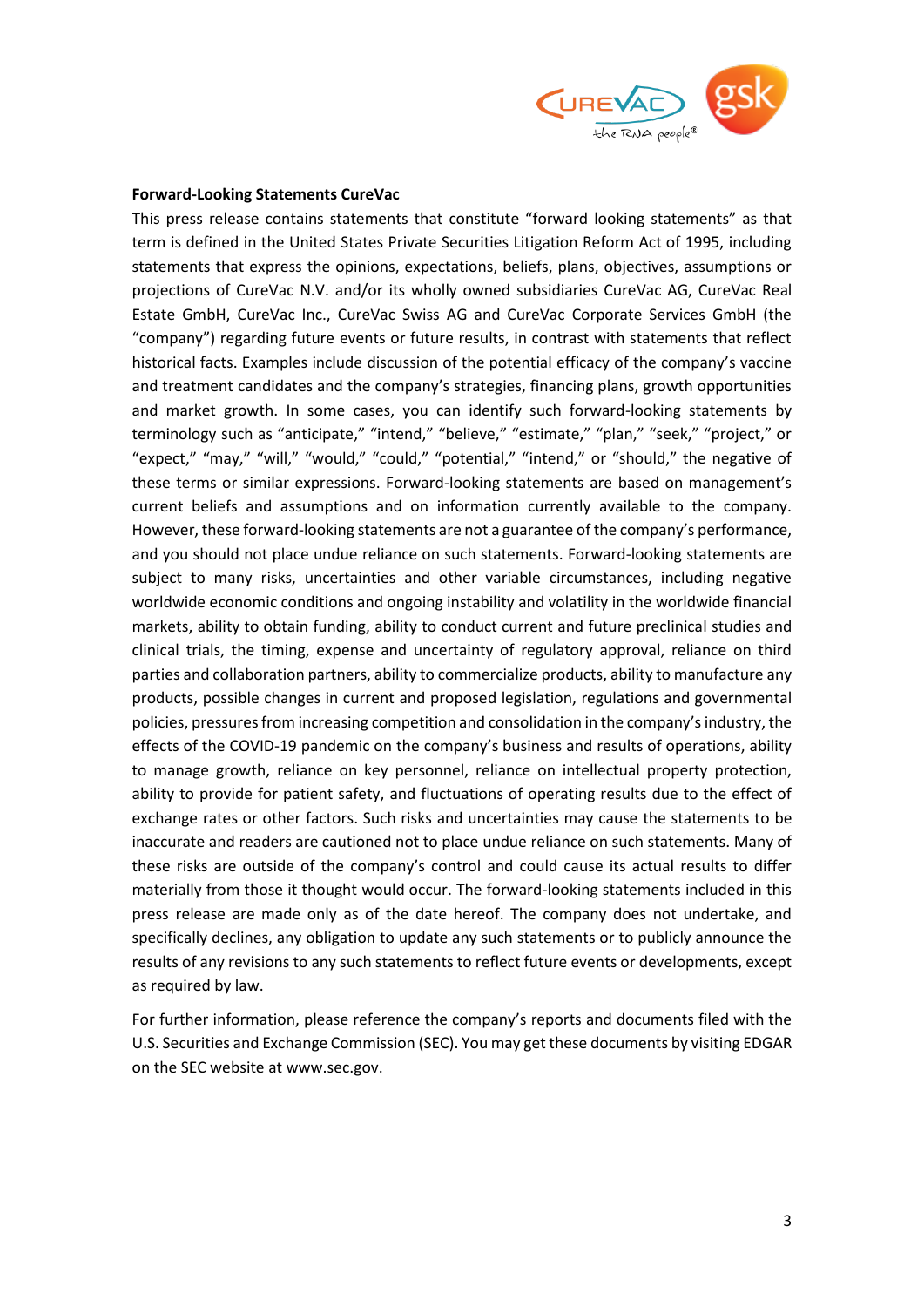**Forward-Looking Statements CureVac**

This press release contains statements that constitute "forward looking statements" as that term is defined in the United States Private Securities Litigation Reform Act of 1995, including statements that express the opinions, expectations, beliefs, plans, objectives, assumptions or projections of CureVac N.V. and/or its wholly owned subsidiaries CureVac AG, CureVac Real Estate GmbH, CureVac Inc., CureVac Swiss AG and CureVac Corporate Services GmbH (the "company") regarding future events or future results, in contrast with statements that reflect historical facts. Examples include discussion of the potential efficacy of the company's vaccine and treatment candidates and the company's strategies, financing plans, growth opportunities and market growth. In some cases, you can identify such forward-looking statements by terminology such as "anticipate," "intend," "believe," "estimate," "plan," "seek," "project," or "expect," "may," "will," "would," "could," "potential," "intend," or "should," the negative of these terms or similar expressions. Forward-looking statements are based on management's current beliefs and assumptions and on information currently available to the company. However, these forward-looking statements are not a guarantee of the company's performance, and you should not place undue reliance on such statements. Forward-looking statements are subject to many risks, uncertainties and other variable circumstances, including negative worldwide economic conditions and ongoing instability and volatility in the worldwide financial markets, ability to obtain funding, ability to conduct current and future preclinical studies and clinical trials, the timing, expense and uncertainty of regulatory approval, reliance on third parties and collaboration partners, ability to commercialize products, ability to manufacture any products, possible changes in current and proposed legislation, regulations and governmental policies, pressures from increasing competition and consolidation in the company's industry, the effects of the COVID-19 pandemic on the company's business and results of operations, ability to manage growth, reliance on key personnel, reliance on intellectual property protection, ability to provide for patient safety, and fluctuations of operating results due to the effect of exchange rates or other factors. Such risks and uncertainties may cause the statements to be inaccurate and readers are cautioned not to place undue reliance on such statements. Many of these risks are outside of the company's control and could cause its actual results to differ materially from those it thought would occur. The forward-looking statements included in this press release are made only as of the date hereof. The company does not undertake, and specifically declines, any obligation to update any such statements or to publicly announce the results of any revisions to any such statements to reflect future events or developments, except as required by law.

For further information, please reference the company's reports and documents filed with the U.S. Securities and Exchange Commission (SEC). You may get these documents by visiting EDGAR on the SEC website at www.sec.gov.